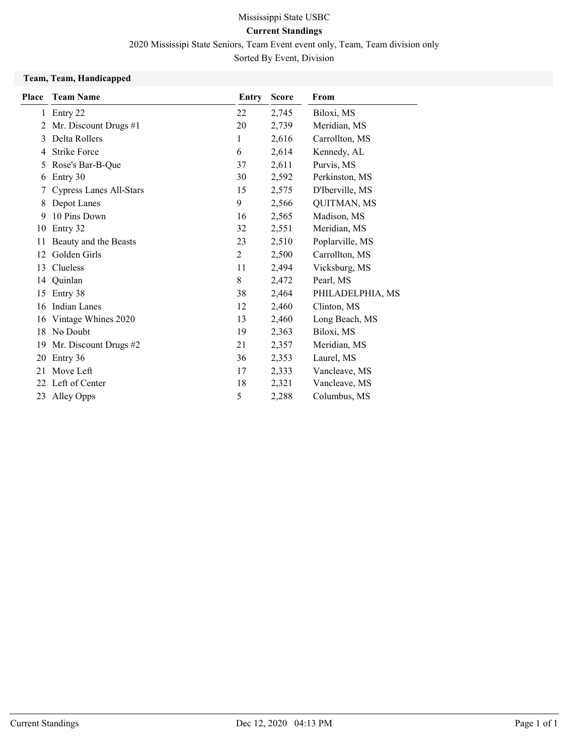Mississippi State USBC

**Current Standings**

2020 Mississipi State Seniors, Team Event event only, Team, Team division only

Sorted By Event, Division

**Team, Team, Handicapped**

| Place | Team Name | Entry | Score | From |
|---|---|---|---|---|
| 1 | Entry 22 | 22 | 2,745 | Biloxi, MS |
| 2 | Mr. Discount Drugs #1 | 20 | 2,739 | Meridian, MS |
| 3 | Delta Rollers | 1 | 2,616 | Carrollton, MS |
| 4 | Strike Force | 6 | 2,614 | Kennedy, AL |
| 5 | Rose's Bar-B-Que | 37 | 2,611 | Purvis, MS |
| 6 | Entry 30 | 30 | 2,592 | Perkinston, MS |
| 7 | Cypress Lanes All-Stars | 15 | 2,575 | D'Iberville, MS |
| 8 | Depot Lanes | 9 | 2,566 | QUITMAN, MS |
| 9 | 10 Pins Down | 16 | 2,565 | Madison, MS |
| 10 | Entry 32 | 32 | 2,551 | Meridian, MS |
| 11 | Beauty and the Beasts | 23 | 2,510 | Poplarville, MS |
| 12 | Golden Girls | 2 | 2,500 | Carrollton, MS |
| 13 | Clueless | 11 | 2,494 | Vicksburg, MS |
| 14 | Quinlan | 8 | 2,472 | Pearl, MS |
| 15 | Entry 38 | 38 | 2,464 | PHILADELPHIA, MS |
| 16 | Indian Lanes | 12 | 2,460 | Clinton, MS |
| 16 | Vintage Whines 2020 | 13 | 2,460 | Long Beach, MS |
| 18 | No Doubt | 19 | 2,363 | Biloxi, MS |
| 19 | Mr. Discount Drugs #2 | 21 | 2,357 | Meridian, MS |
| 20 | Entry 36 | 36 | 2,353 | Laurel, MS |
| 21 | Move Left | 17 | 2,333 | Vancleave, MS |
| 22 | Left of Center | 18 | 2,321 | Vancleave, MS |
| 23 | Alley Opps | 5 | 2,288 | Columbus, MS |

Current Standings Dec 12, 2020 04:13 PM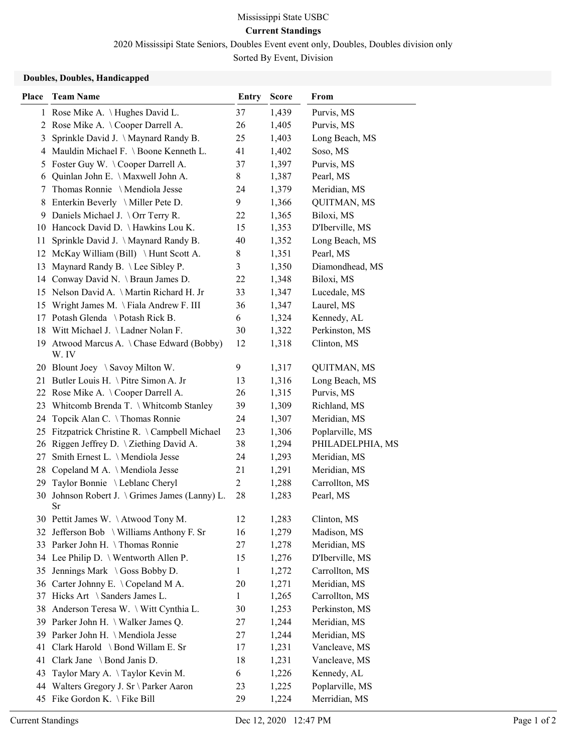Mississippi State USBC

**Current Standings**

2020 Mississipi State Seniors, Doubles Event event only, Doubles, Doubles division only

Sorted By Event, Division

### Doubles, Doubles, Handicapped

| Place | Team Name | Entry | Score | From |
|---|---|---|---|---|
| 1 | Rose Mike A. \ Hughes David L. | 37 | 1,439 | Purvis, MS |
| 2 | Rose Mike A. \ Cooper Darrell A. | 26 | 1,405 | Purvis, MS |
| 3 | Sprinkle David J. \ Maynard Randy B. | 25 | 1,403 | Long Beach, MS |
| 4 | Mauldin Michael F. \ Boone Kenneth L. | 41 | 1,402 | Soso, MS |
| 5 | Foster Guy W. \ Cooper Darrell A. | 37 | 1,397 | Purvis, MS |
| 6 | Quinlan John E. \ Maxwell John A. | 8 | 1,387 | Pearl, MS |
| 7 | Thomas Ronnie \ Mendiola Jesse | 24 | 1,379 | Meridian, MS |
| 8 | Enterkin Beverly \ Miller Pete D. | 9 | 1,366 | QUITMAN, MS |
| 9 | Daniels Michael J. \ Orr Terry R. | 22 | 1,365 | Biloxi, MS |
| 10 | Hancock David D. \ Hawkins Lou K. | 15 | 1,353 | D'Iberville, MS |
| 11 | Sprinkle David J. \ Maynard Randy B. | 40 | 1,352 | Long Beach, MS |
| 12 | McKay William (Bill) \ Hunt Scott A. | 8 | 1,351 | Pearl, MS |
| 13 | Maynard Randy B. \ Lee Sibley P. | 3 | 1,350 | Diamondhead, MS |
| 14 | Conway David N. \ Braun James D. | 22 | 1,348 | Biloxi, MS |
| 15 | Nelson David A. \ Martin Richard H. Jr | 33 | 1,347 | Lucedale, MS |
| 15 | Wright James M. \ Fiala Andrew F. III | 36 | 1,347 | Laurel, MS |
| 17 | Potash Glenda \ Potash Rick B. | 6 | 1,324 | Kennedy, AL |
| 18 | Witt Michael J. \ Ladner Nolan F. | 30 | 1,322 | Perkinston, MS |
| 19 | Atwood Marcus A. \ Chase Edward (Bobby) W. IV | 12 | 1,318 | Clinton, MS |
| 20 | Blount Joey \ Savoy Milton W. | 9 | 1,317 | QUITMAN, MS |
| 21 | Butler Louis H. \ Pitre Simon A. Jr | 13 | 1,316 | Long Beach, MS |
| 22 | Rose Mike A. \ Cooper Darrell A. | 26 | 1,315 | Purvis, MS |
| 23 | Whitcomb Brenda T. \ Whitcomb Stanley | 39 | 1,309 | Richland, MS |
| 24 | Topcik Alan C. \ Thomas Ronnie | 24 | 1,307 | Meridian, MS |
| 25 | Fitzpatrick Christine R. \ Campbell Michael | 23 | 1,306 | Poplarville, MS |
| 26 | Riggen Jeffrey D. \ Ziething David A. | 38 | 1,294 | PHILADELPHIA, MS |
| 27 | Smith Ernest L. \ Mendiola Jesse | 24 | 1,293 | Meridian, MS |
| 28 | Copeland M A. \ Mendiola Jesse | 21 | 1,291 | Meridian, MS |
| 29 | Taylor Bonnie \ Leblanc Cheryl | 2 | 1,288 | Carrollton, MS |
| 30 | Johnson Robert J. \ Grimes James (Lanny) L. Sr | 28 | 1,283 | Pearl, MS |
| 30 | Pettit James W. \ Atwood Tony M. | 12 | 1,283 | Clinton, MS |
| 32 | Jefferson Bob \ Williams Anthony F. Sr | 16 | 1,279 | Madison, MS |
| 33 | Parker John H. \ Thomas Ronnie | 27 | 1,278 | Meridian, MS |
| 34 | Lee Philip D. \ Wentworth Allen P. | 15 | 1,276 | D'Iberville, MS |
| 35 | Jennings Mark \ Goss Bobby D. | 1 | 1,272 | Carrollton, MS |
| 36 | Carter Johnny E. \ Copeland M A. | 20 | 1,271 | Meridian, MS |
| 37 | Hicks Art \ Sanders James L. | 1 | 1,265 | Carrollton, MS |
| 38 | Anderson Teresa W. \ Witt Cynthia L. | 30 | 1,253 | Perkinston, MS |
| 39 | Parker John H. \ Walker James Q. | 27 | 1,244 | Meridian, MS |
| 39 | Parker John H. \ Mendiola Jesse | 27 | 1,244 | Meridian, MS |
| 41 | Clark Harold \ Bond Willam E. Sr | 17 | 1,231 | Vancleave, MS |
| 41 | Clark Jane \ Bond Janis D. | 18 | 1,231 | Vancleave, MS |
| 43 | Taylor Mary A. \ Taylor Kevin M. | 6 | 1,226 | Kennedy, AL |
| 44 | Walters Gregory J. Sr \ Parker Aaron | 23 | 1,225 | Poplarville, MS |
| 45 | Fike Gordon K. \ Fike Bill | 29 | 1,224 | Merridian, MS |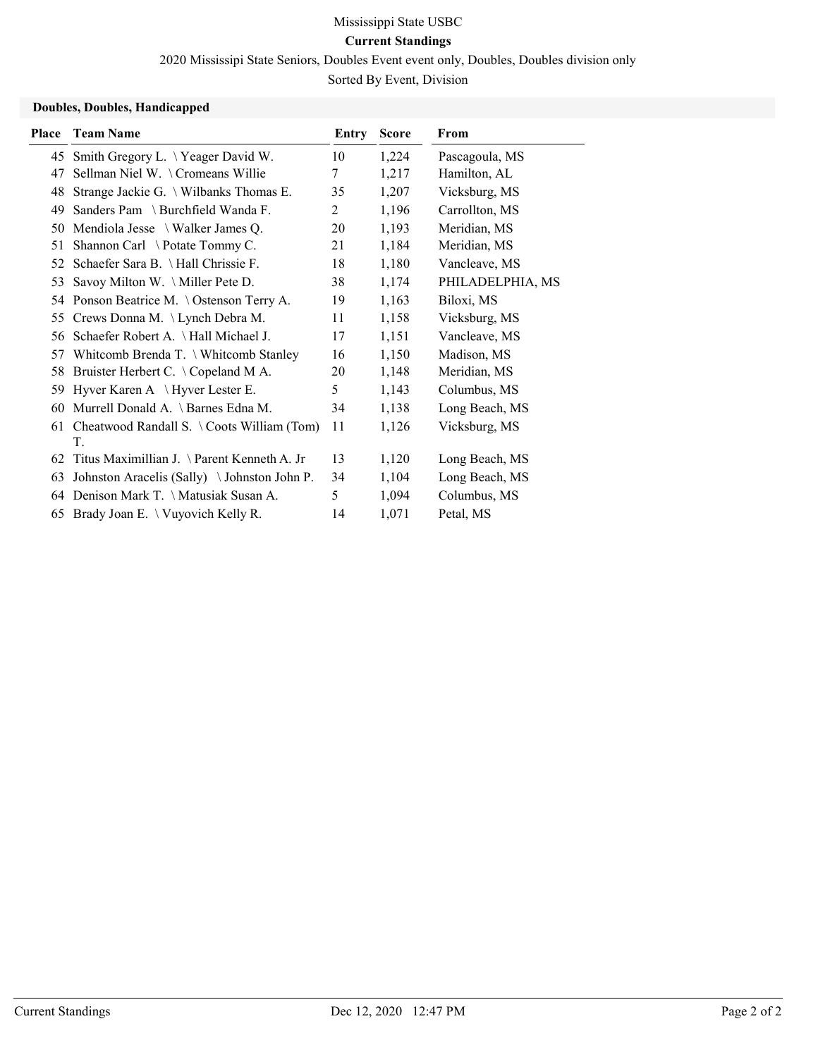Mississippi State USBC

**Current Standings**

2020 Mississipi State Seniors, Doubles Event event only, Doubles, Doubles division only

Sorted By Event, Division

### Doubles, Doubles, Handicapped

| Place | Team Name | Entry | Score | From |
|---|---|---|---|---|
| 45 | Smith Gregory L. \ Yeager David W. | 10 | 1,224 | Pascagoula, MS |
| 47 | Sellman Niel W. \ Cromeans Willie | 7 | 1,217 | Hamilton, AL |
| 48 | Strange Jackie G. \ Wilbanks Thomas E. | 35 | 1,207 | Vicksburg, MS |
| 49 | Sanders Pam \ Burchfield Wanda F. | 2 | 1,196 | Carrollton, MS |
| 50 | Mendiola Jesse \ Walker James Q. | 20 | 1,193 | Meridian, MS |
| 51 | Shannon Carl \ Potate Tommy C. | 21 | 1,184 | Meridian, MS |
| 52 | Schaefer Sara B. \ Hall Chrissie F. | 18 | 1,180 | Vancleave, MS |
| 53 | Savoy Milton W. \ Miller Pete D. | 38 | 1,174 | PHILADELPHIA, MS |
| 54 | Ponson Beatrice M. \ Ostenson Terry A. | 19 | 1,163 | Biloxi, MS |
| 55 | Crews Donna M. \ Lynch Debra M. | 11 | 1,158 | Vicksburg, MS |
| 56 | Schaefer Robert A. \ Hall Michael J. | 17 | 1,151 | Vancleave, MS |
| 57 | Whitcomb Brenda T. \ Whitcomb Stanley | 16 | 1,150 | Madison, MS |
| 58 | Bruister Herbert C. \ Copeland M A. | 20 | 1,148 | Meridian, MS |
| 59 | Hyver Karen A \ Hyver Lester E. | 5 | 1,143 | Columbus, MS |
| 60 | Murrell Donald A. \ Barnes Edna M. | 34 | 1,138 | Long Beach, MS |
| 61 | Cheatwood Randall S. \ Coots William (Tom) T. | 11 | 1,126 | Vicksburg, MS |
| 62 | Titus Maximillian J. \ Parent Kenneth A. Jr | 13 | 1,120 | Long Beach, MS |
| 63 | Johnston Aracelis (Sally) \ Johnston John P. | 34 | 1,104 | Long Beach, MS |
| 64 | Denison Mark T. \ Matusiak Susan A. | 5 | 1,094 | Columbus, MS |
| 65 | Brady Joan E. \ Vuyovich Kelly R. | 14 | 1,071 | Petal, MS |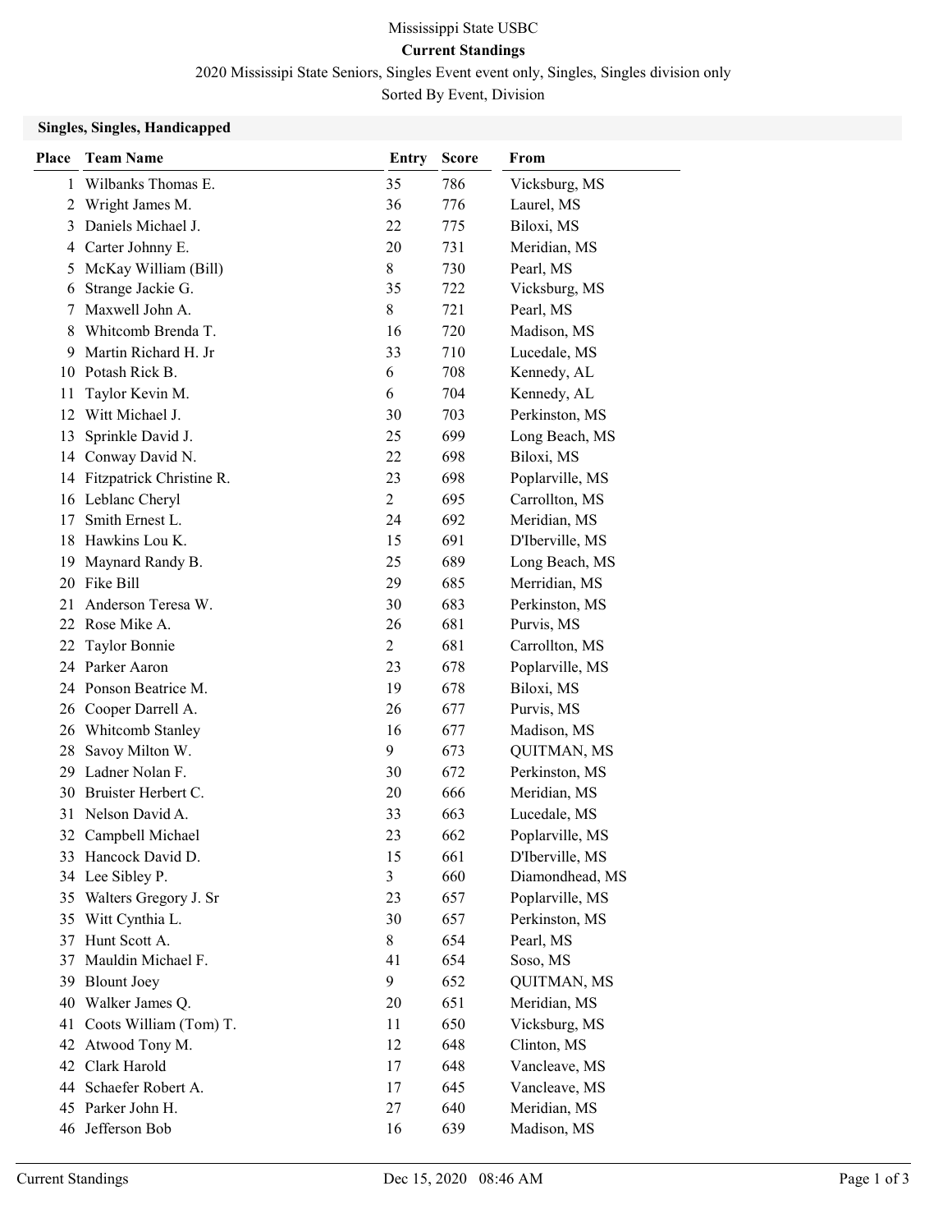Mississippi State USBC

**Current Standings**

2020 Mississipi State Seniors, Singles Event event only, Singles, Singles division only

Sorted By Event, Division

### Singles, Singles, Handicapped

| Place | Team Name | Entry | Score | From |
|---|---|---|---|---|
| 1 | Wilbanks Thomas E. | 35 | 786 | Vicksburg, MS |
| 2 | Wright James M. | 36 | 776 | Laurel, MS |
| 3 | Daniels Michael J. | 22 | 775 | Biloxi, MS |
| 4 | Carter Johnny E. | 20 | 731 | Meridian, MS |
| 5 | McKay William (Bill) | 8 | 730 | Pearl, MS |
| 6 | Strange Jackie G. | 35 | 722 | Vicksburg, MS |
| 7 | Maxwell John A. | 8 | 721 | Pearl, MS |
| 8 | Whitcomb Brenda T. | 16 | 720 | Madison, MS |
| 9 | Martin Richard H. Jr | 33 | 710 | Lucedale, MS |
| 10 | Potash Rick B. | 6 | 708 | Kennedy, AL |
| 11 | Taylor Kevin M. | 6 | 704 | Kennedy, AL |
| 12 | Witt Michael J. | 30 | 703 | Perkinston, MS |
| 13 | Sprinkle David J. | 25 | 699 | Long Beach, MS |
| 14 | Conway David N. | 22 | 698 | Biloxi, MS |
| 14 | Fitzpatrick Christine R. | 23 | 698 | Poplarville, MS |
| 16 | Leblanc Cheryl | 2 | 695 | Carrollton, MS |
| 17 | Smith Ernest L. | 24 | 692 | Meridian, MS |
| 18 | Hawkins Lou K. | 15 | 691 | D'Iberville, MS |
| 19 | Maynard Randy B. | 25 | 689 | Long Beach, MS |
| 20 | Fike Bill | 29 | 685 | Merridian, MS |
| 21 | Anderson Teresa W. | 30 | 683 | Perkinston, MS |
| 22 | Rose Mike A. | 26 | 681 | Purvis, MS |
| 22 | Taylor Bonnie | 2 | 681 | Carrollton, MS |
| 24 | Parker Aaron | 23 | 678 | Poplarville, MS |
| 24 | Ponson Beatrice M. | 19 | 678 | Biloxi, MS |
| 26 | Cooper Darrell A. | 26 | 677 | Purvis, MS |
| 26 | Whitcomb Stanley | 16 | 677 | Madison, MS |
| 28 | Savoy Milton W. | 9 | 673 | QUITMAN, MS |
| 29 | Ladner Nolan F. | 30 | 672 | Perkinston, MS |
| 30 | Bruister Herbert C. | 20 | 666 | Meridian, MS |
| 31 | Nelson David A. | 33 | 663 | Lucedale, MS |
| 32 | Campbell Michael | 23 | 662 | Poplarville, MS |
| 33 | Hancock David D. | 15 | 661 | D'Iberville, MS |
| 34 | Lee Sibley P. | 3 | 660 | Diamondhead, MS |
| 35 | Walters Gregory J. Sr | 23 | 657 | Poplarville, MS |
| 35 | Witt Cynthia L. | 30 | 657 | Perkinston, MS |
| 37 | Hunt Scott A. | 8 | 654 | Pearl, MS |
| 37 | Mauldin Michael F. | 41 | 654 | Soso, MS |
| 39 | Blount Joey | 9 | 652 | QUITMAN, MS |
| 40 | Walker James Q. | 20 | 651 | Meridian, MS |
| 41 | Coots William (Tom) T. | 11 | 650 | Vicksburg, MS |
| 42 | Atwood Tony M. | 12 | 648 | Clinton, MS |
| 42 | Clark Harold | 17 | 648 | Vancleave, MS |
| 44 | Schaefer Robert A. | 17 | 645 | Vancleave, MS |
| 45 | Parker John H. | 27 | 640 | Meridian, MS |
| 46 | Jefferson Bob | 16 | 639 | Madison, MS |

Current Standings | Dec 15, 2020 08:46 AM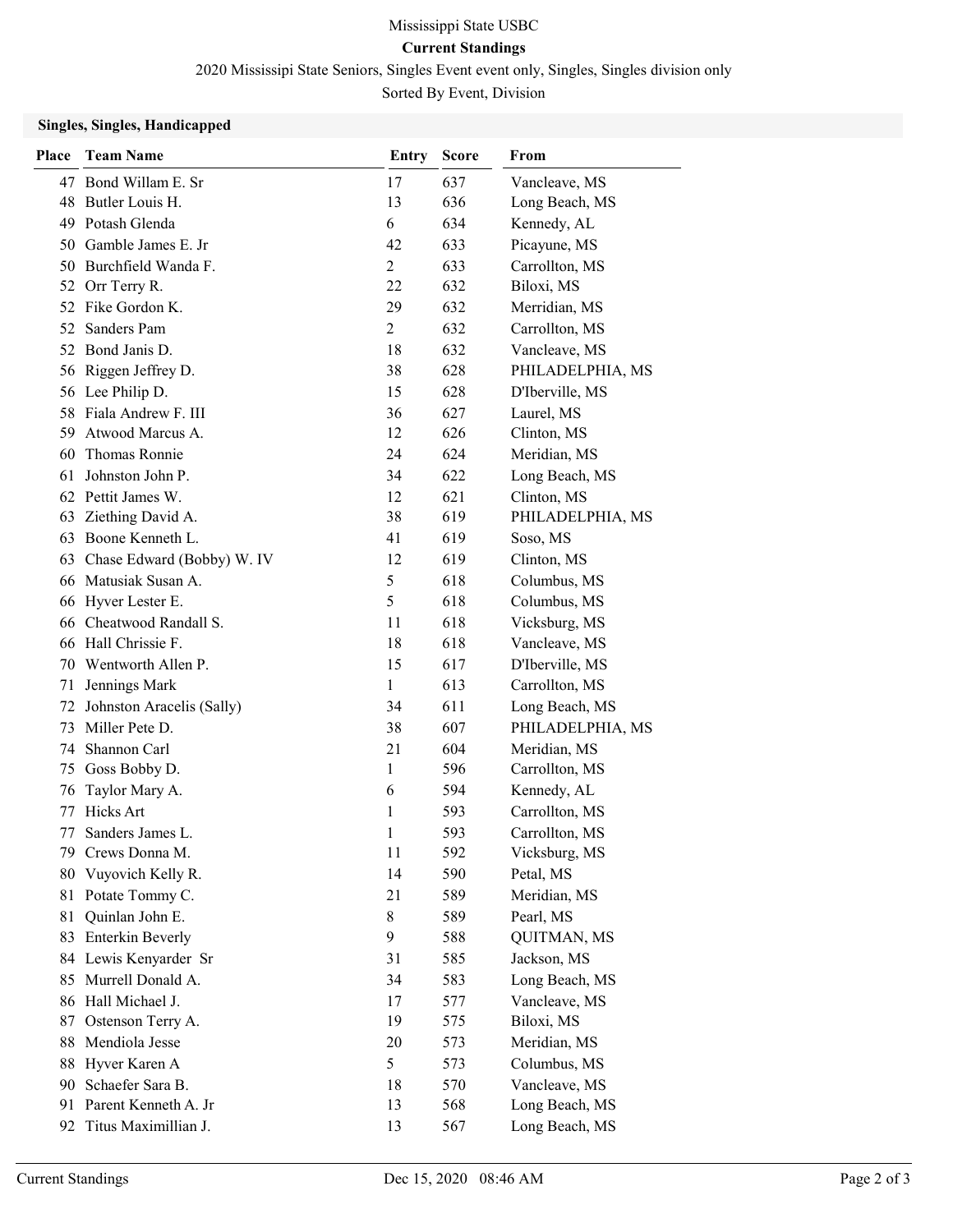Mississippi State USBC

**Current Standings**

2020 Mississipi State Seniors, Singles Event event only, Singles, Singles division only

Sorted By Event, Division

### Singles, Singles, Handicapped

| Place | Team Name | Entry | Score | From |
|---|---|---|---|---|
| 47 | Bond Willam E. Sr | 17 | 637 | Vancleave, MS |
| 48 | Butler Louis H. | 13 | 636 | Long Beach, MS |
| 49 | Potash Glenda | 6 | 634 | Kennedy, AL |
| 50 | Gamble James E. Jr | 42 | 633 | Picayune, MS |
| 50 | Burchfield Wanda F. | 2 | 633 | Carrollton, MS |
| 52 | Orr Terry R. | 22 | 632 | Biloxi, MS |
| 52 | Fike Gordon K. | 29 | 632 | Merridian, MS |
| 52 | Sanders Pam | 2 | 632 | Carrollton, MS |
| 52 | Bond Janis D. | 18 | 632 | Vancleave, MS |
| 56 | Riggen Jeffrey D. | 38 | 628 | PHILADELPHIA, MS |
| 56 | Lee Philip D. | 15 | 628 | D'Iberville, MS |
| 58 | Fiala Andrew F. III | 36 | 627 | Laurel, MS |
| 59 | Atwood Marcus A. | 12 | 626 | Clinton, MS |
| 60 | Thomas Ronnie | 24 | 624 | Meridian, MS |
| 61 | Johnston John P. | 34 | 622 | Long Beach, MS |
| 62 | Pettit James W. | 12 | 621 | Clinton, MS |
| 63 | Ziething David A. | 38 | 619 | PHILADELPHIA, MS |
| 63 | Boone Kenneth L. | 41 | 619 | Soso, MS |
| 63 | Chase Edward (Bobby) W. IV | 12 | 619 | Clinton, MS |
| 66 | Matusiak Susan A. | 5 | 618 | Columbus, MS |
| 66 | Hyver Lester E. | 5 | 618 | Columbus, MS |
| 66 | Cheatwood Randall S. | 11 | 618 | Vicksburg, MS |
| 66 | Hall Chrissie F. | 18 | 618 | Vancleave, MS |
| 70 | Wentworth Allen P. | 15 | 617 | D'Iberville, MS |
| 71 | Jennings Mark | 1 | 613 | Carrollton, MS |
| 72 | Johnston Aracelis (Sally) | 34 | 611 | Long Beach, MS |
| 73 | Miller Pete D. | 38 | 607 | PHILADELPHIA, MS |
| 74 | Shannon Carl | 21 | 604 | Meridian, MS |
| 75 | Goss Bobby D. | 1 | 596 | Carrollton, MS |
| 76 | Taylor Mary A. | 6 | 594 | Kennedy, AL |
| 77 | Hicks Art | 1 | 593 | Carrollton, MS |
| 77 | Sanders James L. | 1 | 593 | Carrollton, MS |
| 79 | Crews Donna M. | 11 | 592 | Vicksburg, MS |
| 80 | Vuyovich Kelly R. | 14 | 590 | Petal, MS |
| 81 | Potate Tommy C. | 21 | 589 | Meridian, MS |
| 81 | Quinlan John E. | 8 | 589 | Pearl, MS |
| 83 | Enterkin Beverly | 9 | 588 | QUITMAN, MS |
| 84 | Lewis Kenyarder Sr | 31 | 585 | Jackson, MS |
| 85 | Murrell Donald A. | 34 | 583 | Long Beach, MS |
| 86 | Hall Michael J. | 17 | 577 | Vancleave, MS |
| 87 | Ostenson Terry A. | 19 | 575 | Biloxi, MS |
| 88 | Mendiola Jesse | 20 | 573 | Meridian, MS |
| 88 | Hyver Karen A | 5 | 573 | Columbus, MS |
| 90 | Schaefer Sara B. | 18 | 570 | Vancleave, MS |
| 91 | Parent Kenneth A. Jr | 13 | 568 | Long Beach, MS |
| 92 | Titus Maximillian J. | 13 | 567 | Long Beach, MS |

Current Standings Dec 15, 2020 08:46 AM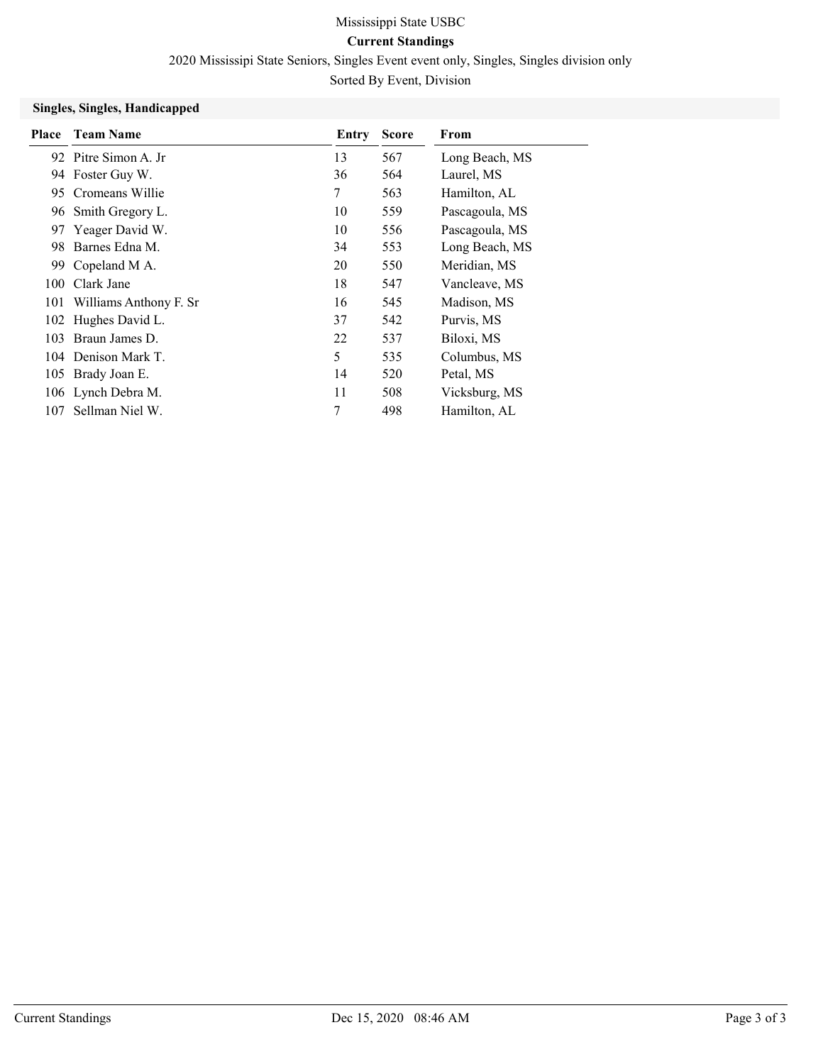Mississippi State USBC

**Current Standings**

2020 Mississipi State Seniors, Singles Event event only, Singles, Singles division only

Sorted By Event, Division

### Singles, Singles, Handicapped

| Place | Team Name | Entry | Score | From |
|---|---|---|---|---|
| 92 | Pitre Simon A. Jr | 13 | 567 | Long Beach, MS |
| 94 | Foster Guy W. | 36 | 564 | Laurel, MS |
| 95 | Cromeans Willie | 7 | 563 | Hamilton, AL |
| 96 | Smith Gregory L. | 10 | 559 | Pascagoula, MS |
| 97 | Yeager David W. | 10 | 556 | Pascagoula, MS |
| 98 | Barnes Edna M. | 34 | 553 | Long Beach, MS |
| 99 | Copeland M A. | 20 | 550 | Meridian, MS |
| 100 | Clark Jane | 18 | 547 | Vancleave, MS |
| 101 | Williams Anthony F. Sr | 16 | 545 | Madison, MS |
| 102 | Hughes David L. | 37 | 542 | Purvis, MS |
| 103 | Braun James D. | 22 | 537 | Biloxi, MS |
| 104 | Denison Mark T. | 5 | 535 | Columbus, MS |
| 105 | Brady Joan E. | 14 | 520 | Petal, MS |
| 106 | Lynch Debra M. | 11 | 508 | Vicksburg, MS |
| 107 | Sellman Niel W. | 7 | 498 | Hamilton, AL |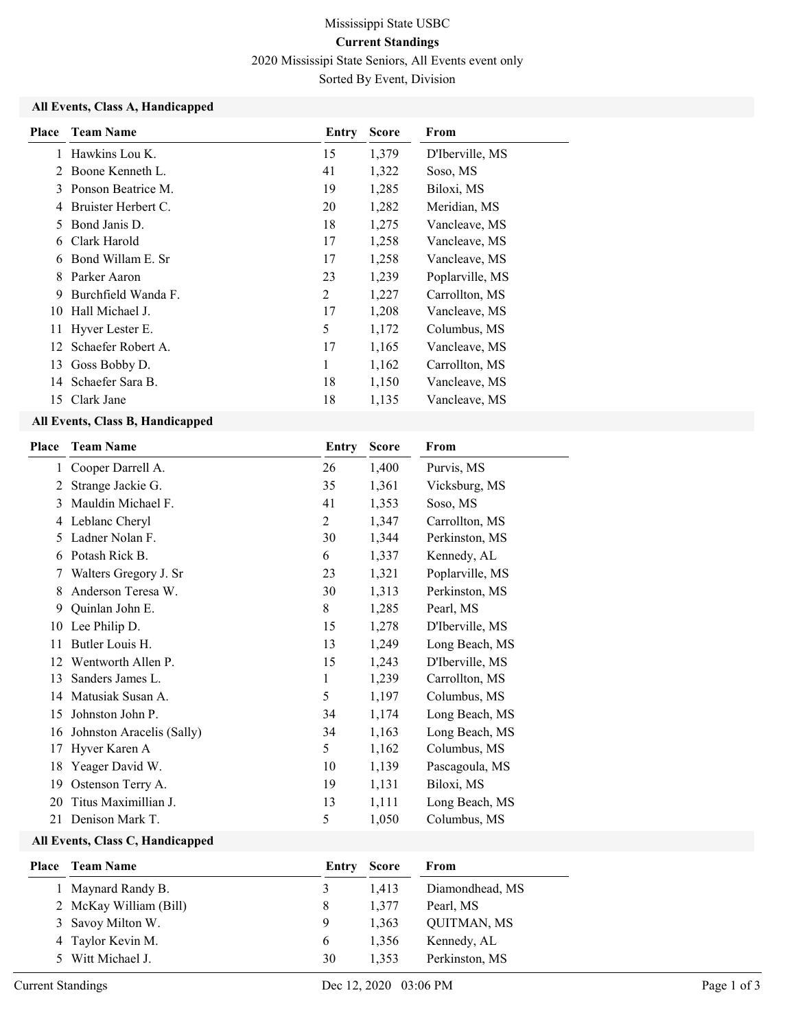Mississippi State USBC

**Current Standings**

2020 Mississipi State Seniors, All Events event only

Sorted By Event, Division

### All Events, Class A, Handicapped

| Place | Team Name | Entry | Score | From |
|---|---|---|---|---|
| 1 | Hawkins Lou K. | 15 | 1,379 | D'Iberville, MS |
| 2 | Boone Kenneth L. | 41 | 1,322 | Soso, MS |
| 3 | Ponson Beatrice M. | 19 | 1,285 | Biloxi, MS |
| 4 | Bruister Herbert C. | 20 | 1,282 | Meridian, MS |
| 5 | Bond Janis D. | 18 | 1,275 | Vancleave, MS |
| 6 | Clark Harold | 17 | 1,258 | Vancleave, MS |
| 6 | Bond Willam E. Sr | 17 | 1,258 | Vancleave, MS |
| 8 | Parker Aaron | 23 | 1,239 | Poplarville, MS |
| 9 | Burchfield Wanda F. | 2 | 1,227 | Carrollton, MS |
| 10 | Hall Michael J. | 17 | 1,208 | Vancleave, MS |
| 11 | Hyver Lester E. | 5 | 1,172 | Columbus, MS |
| 12 | Schaefer Robert A. | 17 | 1,165 | Vancleave, MS |
| 13 | Goss Bobby D. | 1 | 1,162 | Carrollton, MS |
| 14 | Schaefer Sara B. | 18 | 1,150 | Vancleave, MS |
| 15 | Clark Jane | 18 | 1,135 | Vancleave, MS |

### All Events, Class B, Handicapped

| Place | Team Name | Entry | Score | From |
|---|---|---|---|---|
| 1 | Cooper Darrell A. | 26 | 1,400 | Purvis, MS |
| 2 | Strange Jackie G. | 35 | 1,361 | Vicksburg, MS |
| 3 | Mauldin Michael F. | 41 | 1,353 | Soso, MS |
| 4 | Leblanc Cheryl | 2 | 1,347 | Carrollton, MS |
| 5 | Ladner Nolan F. | 30 | 1,344 | Perkinston, MS |
| 6 | Potash Rick B. | 6 | 1,337 | Kennedy, AL |
| 7 | Walters Gregory J. Sr | 23 | 1,321 | Poplarville, MS |
| 8 | Anderson Teresa W. | 30 | 1,313 | Perkinston, MS |
| 9 | Quinlan John E. | 8 | 1,285 | Pearl, MS |
| 10 | Lee Philip D. | 15 | 1,278 | D'Iberville, MS |
| 11 | Butler Louis H. | 13 | 1,249 | Long Beach, MS |
| 12 | Wentworth Allen P. | 15 | 1,243 | D'Iberville, MS |
| 13 | Sanders James L. | 1 | 1,239 | Carrollton, MS |
| 14 | Matusiak Susan A. | 5 | 1,197 | Columbus, MS |
| 15 | Johnston John P. | 34 | 1,174 | Long Beach, MS |
| 16 | Johnston Aracelis (Sally) | 34 | 1,163 | Long Beach, MS |
| 17 | Hyver Karen A | 5 | 1,162 | Columbus, MS |
| 18 | Yeager David W. | 10 | 1,139 | Pascagoula, MS |
| 19 | Ostenson Terry A. | 19 | 1,131 | Biloxi, MS |
| 20 | Titus Maximillian J. | 13 | 1,111 | Long Beach, MS |
| 21 | Denison Mark T. | 5 | 1,050 | Columbus, MS |

### All Events, Class C, Handicapped

| Place | Team Name | Entry | Score | From |
|---|---|---|---|---|
| 1 | Maynard Randy B. | 3 | 1,413 | Diamondhead, MS |
| 2 | McKay William (Bill) | 8 | 1,377 | Pearl, MS |
| 3 | Savoy Milton W. | 9 | 1,363 | QUITMAN, MS |
| 4 | Taylor Kevin M. | 6 | 1,356 | Kennedy, AL |
| 5 | Witt Michael J. | 30 | 1,353 | Perkinston, MS |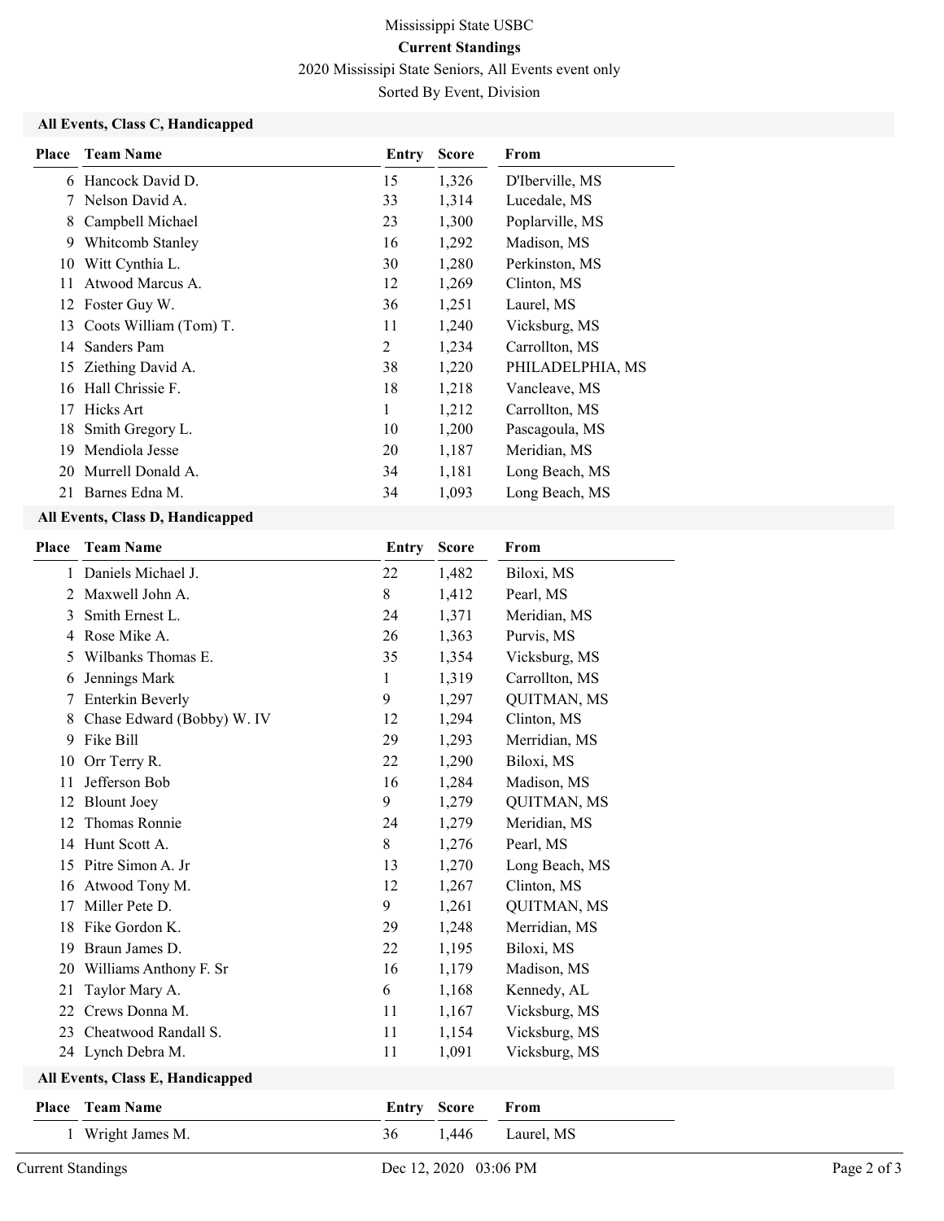Mississippi State USBC

**Current Standings**

2020 Mississipi State Seniors, All Events event only

Sorted By Event, Division

### All Events, Class C, Handicapped

| Place | Team Name | Entry | Score | From |
|---|---|---|---|---|
| 6 | Hancock David D. | 15 | 1,326 | D'Iberville, MS |
| 7 | Nelson David A. | 33 | 1,314 | Lucedale, MS |
| 8 | Campbell Michael | 23 | 1,300 | Poplarville, MS |
| 9 | Whitcomb Stanley | 16 | 1,292 | Madison, MS |
| 10 | Witt Cynthia L. | 30 | 1,280 | Perkinston, MS |
| 11 | Atwood Marcus A. | 12 | 1,269 | Clinton, MS |
| 12 | Foster Guy W. | 36 | 1,251 | Laurel, MS |
| 13 | Coots William (Tom) T. | 11 | 1,240 | Vicksburg, MS |
| 14 | Sanders Pam | 2 | 1,234 | Carrollton, MS |
| 15 | Ziething David A. | 38 | 1,220 | PHILADELPHIA, MS |
| 16 | Hall Chrissie F. | 18 | 1,218 | Vancleave, MS |
| 17 | Hicks Art | 1 | 1,212 | Carrollton, MS |
| 18 | Smith Gregory L. | 10 | 1,200 | Pascagoula, MS |
| 19 | Mendiola Jesse | 20 | 1,187 | Meridian, MS |
| 20 | Murrell Donald A. | 34 | 1,181 | Long Beach, MS |
| 21 | Barnes Edna M. | 34 | 1,093 | Long Beach, MS |

### All Events, Class D, Handicapped

| Place | Team Name | Entry | Score | From |
|---|---|---|---|---|
| 1 | Daniels Michael J. | 22 | 1,482 | Biloxi, MS |
| 2 | Maxwell John A. | 8 | 1,412 | Pearl, MS |
| 3 | Smith Ernest L. | 24 | 1,371 | Meridian, MS |
| 4 | Rose Mike A. | 26 | 1,363 | Purvis, MS |
| 5 | Wilbanks Thomas E. | 35 | 1,354 | Vicksburg, MS |
| 6 | Jennings Mark | 1 | 1,319 | Carrollton, MS |
| 7 | Enterkin Beverly | 9 | 1,297 | QUITMAN, MS |
| 8 | Chase Edward (Bobby) W. IV | 12 | 1,294 | Clinton, MS |
| 9 | Fike Bill | 29 | 1,293 | Merridian, MS |
| 10 | Orr Terry R. | 22 | 1,290 | Biloxi, MS |
| 11 | Jefferson Bob | 16 | 1,284 | Madison, MS |
| 12 | Blount Joey | 9 | 1,279 | QUITMAN, MS |
| 12 | Thomas Ronnie | 24 | 1,279 | Meridian, MS |
| 14 | Hunt Scott A. | 8 | 1,276 | Pearl, MS |
| 15 | Pitre Simon A. Jr | 13 | 1,270 | Long Beach, MS |
| 16 | Atwood Tony M. | 12 | 1,267 | Clinton, MS |
| 17 | Miller Pete D. | 9 | 1,261 | QUITMAN, MS |
| 18 | Fike Gordon K. | 29 | 1,248 | Merridian, MS |
| 19 | Braun James D. | 22 | 1,195 | Biloxi, MS |
| 20 | Williams Anthony F. Sr | 16 | 1,179 | Madison, MS |
| 21 | Taylor Mary A. | 6 | 1,168 | Kennedy, AL |
| 22 | Crews Donna M. | 11 | 1,167 | Vicksburg, MS |
| 23 | Cheatwood Randall S. | 11 | 1,154 | Vicksburg, MS |
| 24 | Lynch Debra M. | 11 | 1,091 | Vicksburg, MS |

### All Events, Class E, Handicapped

| Place | Team Name | Entry | Score | From |
|---|---|---|---|---|
| 1 | Wright James M. | 36 | 1,446 | Laurel, MS |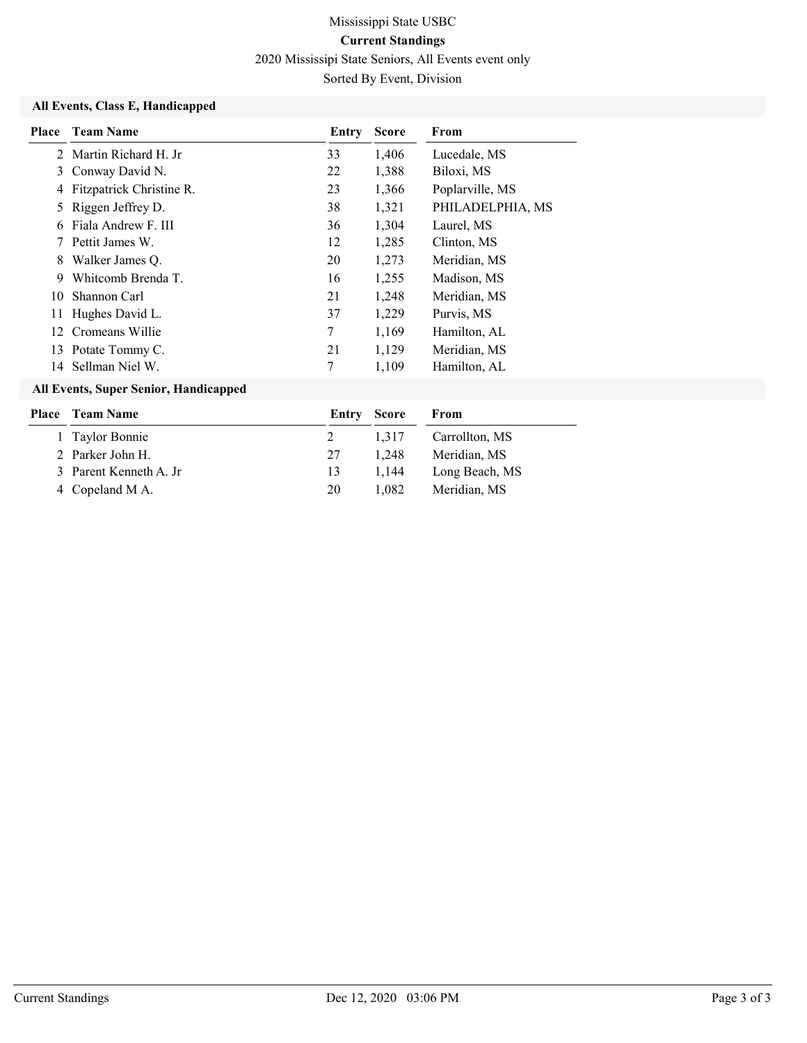Mississippi State USBC

**Current Standings**

2020 Mississipi State Seniors, All Events event only

Sorted By Event, Division

**All Events, Class E, Handicapped**

| Place | Team Name | Entry | Score | From |
|---|---|---|---|---|
| 2 | Martin Richard H. Jr | 33 | 1,406 | Lucedale, MS |
| 3 | Conway David N. | 22 | 1,388 | Biloxi, MS |
| 4 | Fitzpatrick Christine R. | 23 | 1,366 | Poplarville, MS |
| 5 | Riggen Jeffrey D. | 38 | 1,321 | PHILADELPHIA, MS |
| 6 | Fiala Andrew F. III | 36 | 1,304 | Laurel, MS |
| 7 | Pettit James W. | 12 | 1,285 | Clinton, MS |
| 8 | Walker James Q. | 20 | 1,273 | Meridian, MS |
| 9 | Whitcomb Brenda T. | 16 | 1,255 | Madison, MS |
| 10 | Shannon Carl | 21 | 1,248 | Meridian, MS |
| 11 | Hughes David L. | 37 | 1,229 | Purvis, MS |
| 12 | Cromeans Willie | 7 | 1,169 | Hamilton, AL |
| 13 | Potate Tommy C. | 21 | 1,129 | Meridian, MS |
| 14 | Sellman Niel W. | 7 | 1,109 | Hamilton, AL |

**All Events, Super Senior, Handicapped**

| Place | Team Name | Entry | Score | From |
|---|---|---|---|---|
| 1 | Taylor Bonnie | 2 | 1,317 | Carrollton, MS |
| 2 | Parker John H. | 27 | 1,248 | Meridian, MS |
| 3 | Parent Kenneth A. Jr | 13 | 1,144 | Long Beach, MS |
| 4 | Copeland M A. | 20 | 1,082 | Meridian, MS |